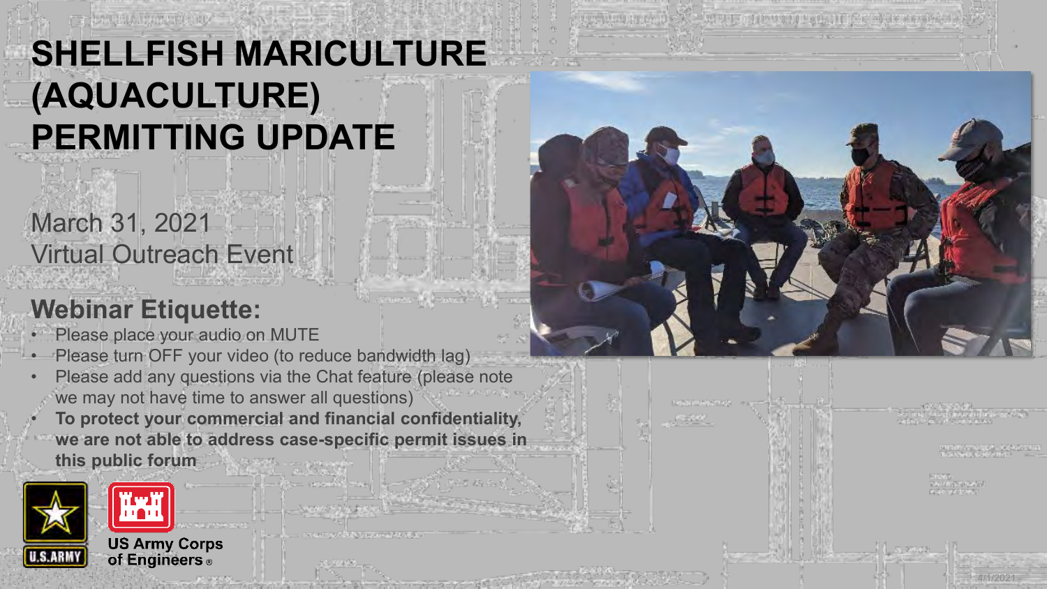# SHELLFISH MARICULTURE (AQUACULTURE) PERMITTING UPDATE

March 31, 2021
Virtual Outreach Event

## Webinar Etiquette:

- Please place your audio on MUTE
- Please turn OFF your video (to reduce bandwidth lag)
- Please add any questions via the Chat feature (please note we may not have time to answer all questions)
- **To protect your commercial and financial confidentiality, we are not able to address case-specific permit issues in this public forum**

US Army Corps of Engineers®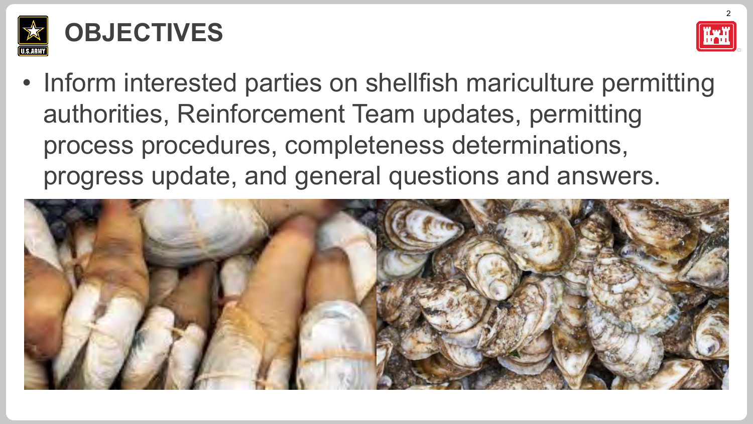# OBJECTIVES

- Inform interested parties on shellfish mariculture permitting authorities, Reinforcement Team updates, permitting process procedures, completeness determinations, progress update, and general questions and answers.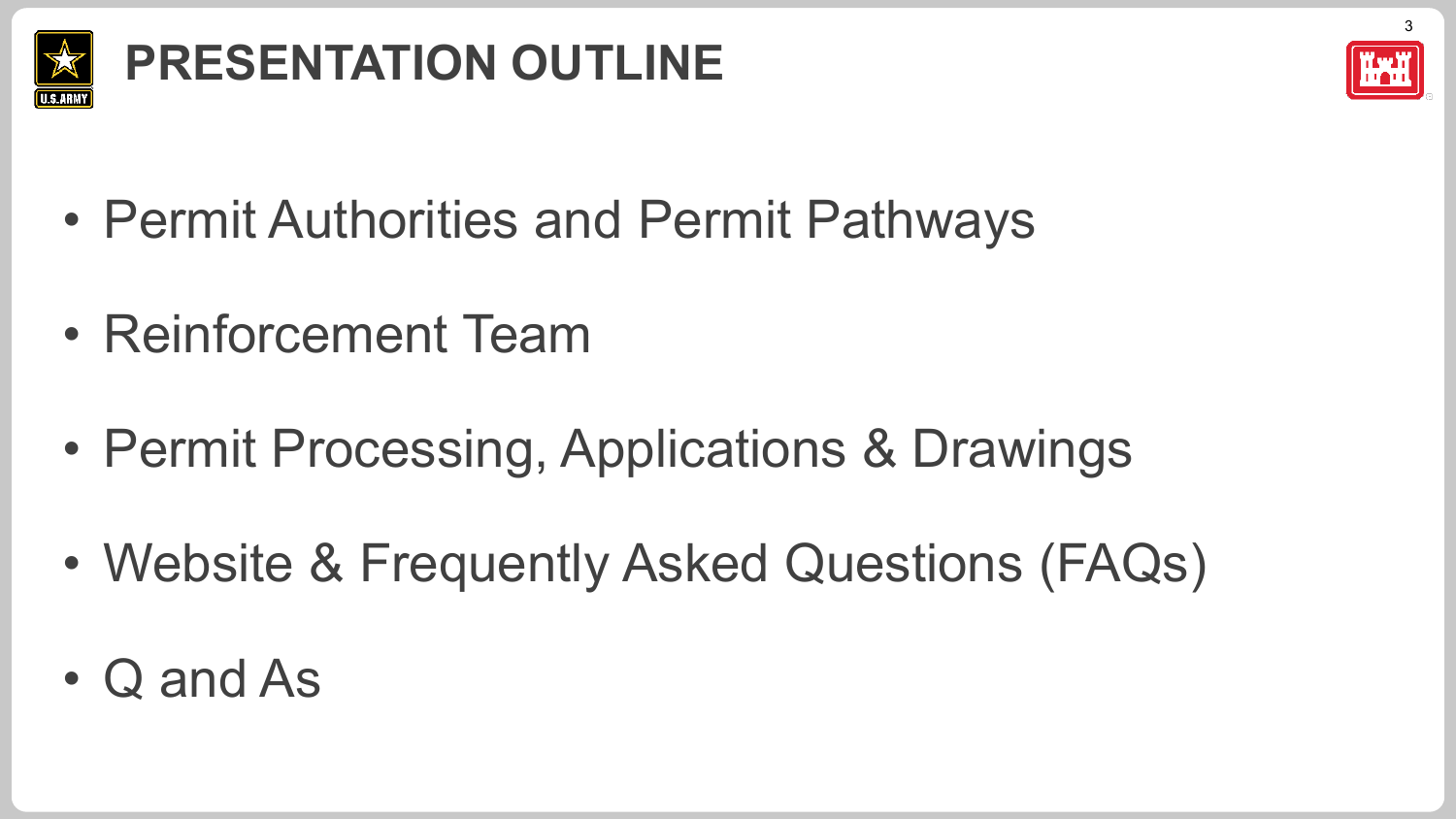# PRESENTATION OUTLINE

- Permit Authorities and Permit Pathways
- Reinforcement Team
- Permit Processing, Applications & Drawings
- Website & Frequently Asked Questions (FAQs)
- Q and As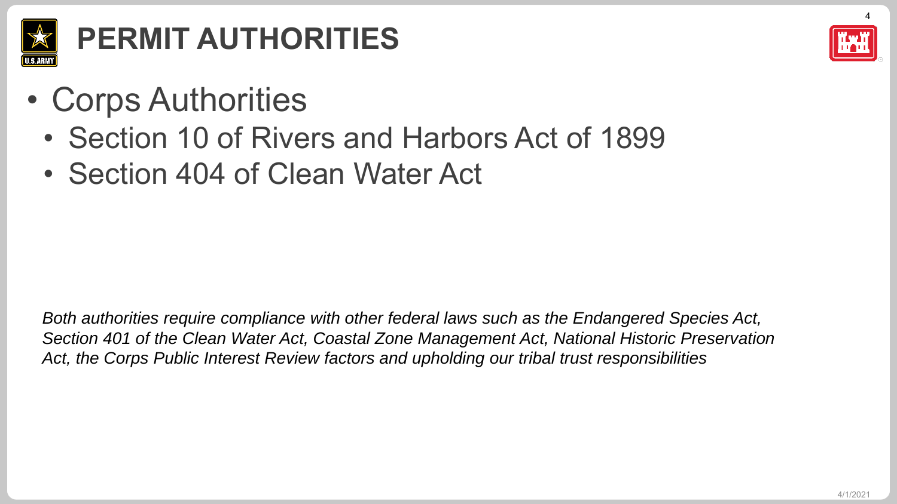# PERMIT AUTHORITIES

- Corps Authorities
  - Section 10 of Rivers and Harbors Act of 1899
  - Section 404 of Clean Water Act

*Both authorities require compliance with other federal laws such as the Endangered Species Act, Section 401 of the Clean Water Act, Coastal Zone Management Act, National Historic Preservation Act, the Corps Public Interest Review factors and upholding our tribal trust responsibilities*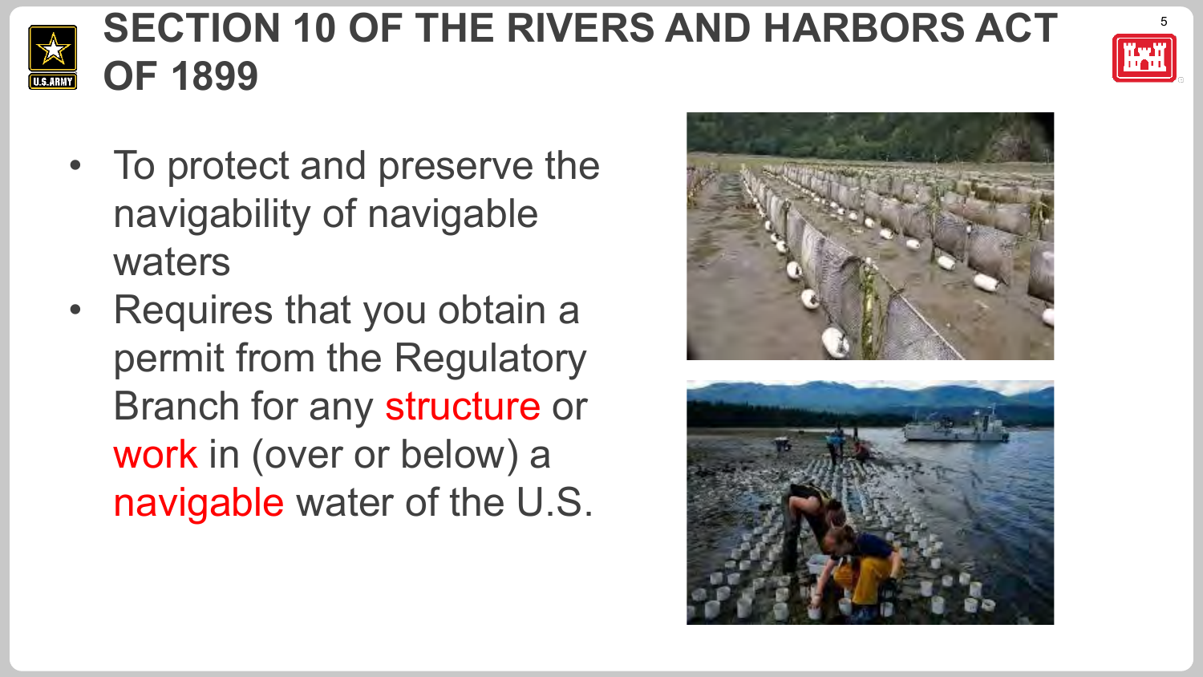# SECTION 10 OF THE RIVERS AND HARBORS ACT OF 1899

- To protect and preserve the navigability of navigable waters
- Requires that you obtain a permit from the Regulatory Branch for any structure or work in (over or below) a navigable water of the U.S.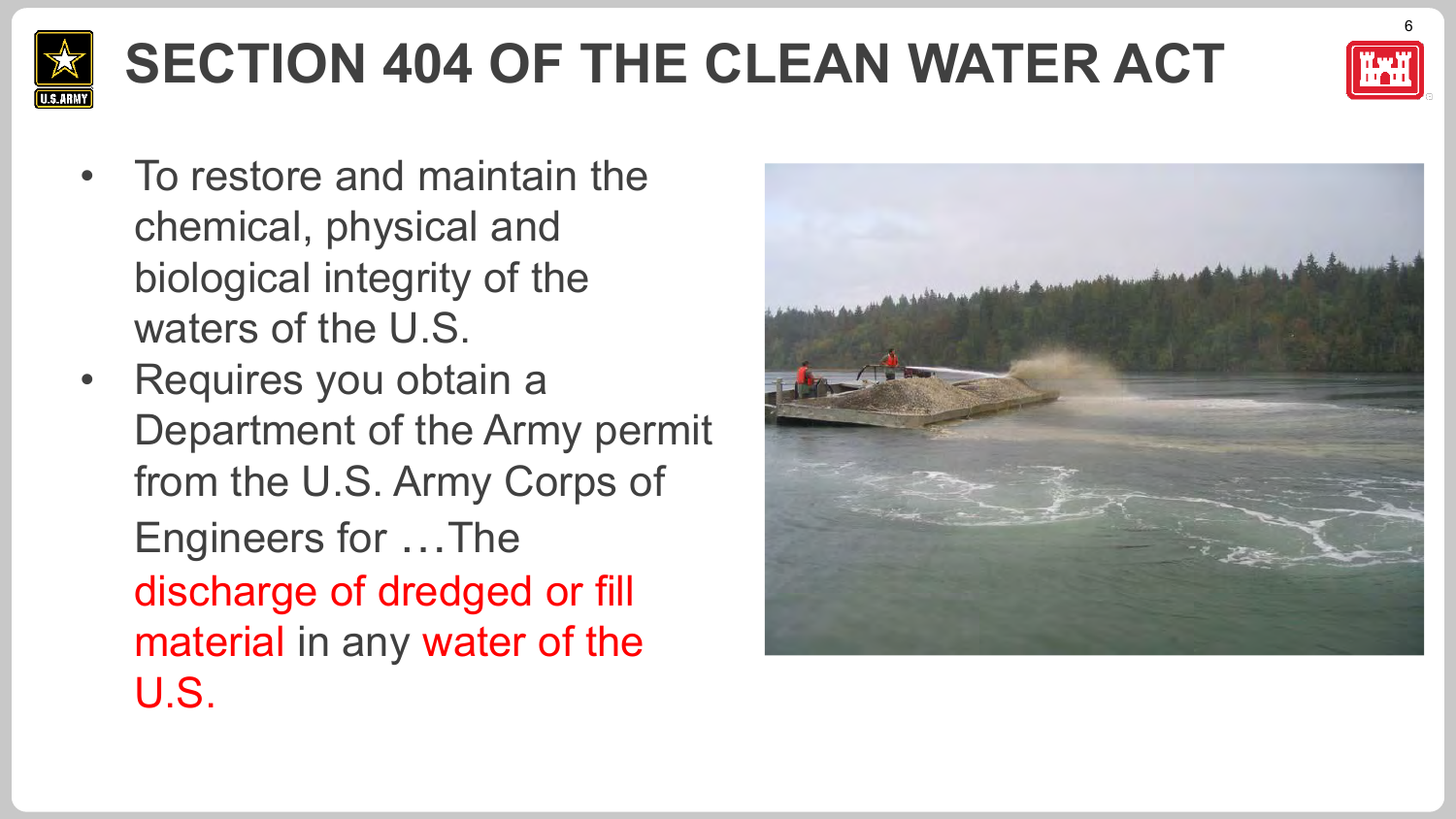# SECTION 404 OF THE CLEAN WATER ACT

- To restore and maintain the chemical, physical and biological integrity of the waters of the U.S.
- Requires you obtain a Department of the Army permit from the U.S. Army Corps of Engineers for …The discharge of dredged or fill material in any water of the U.S.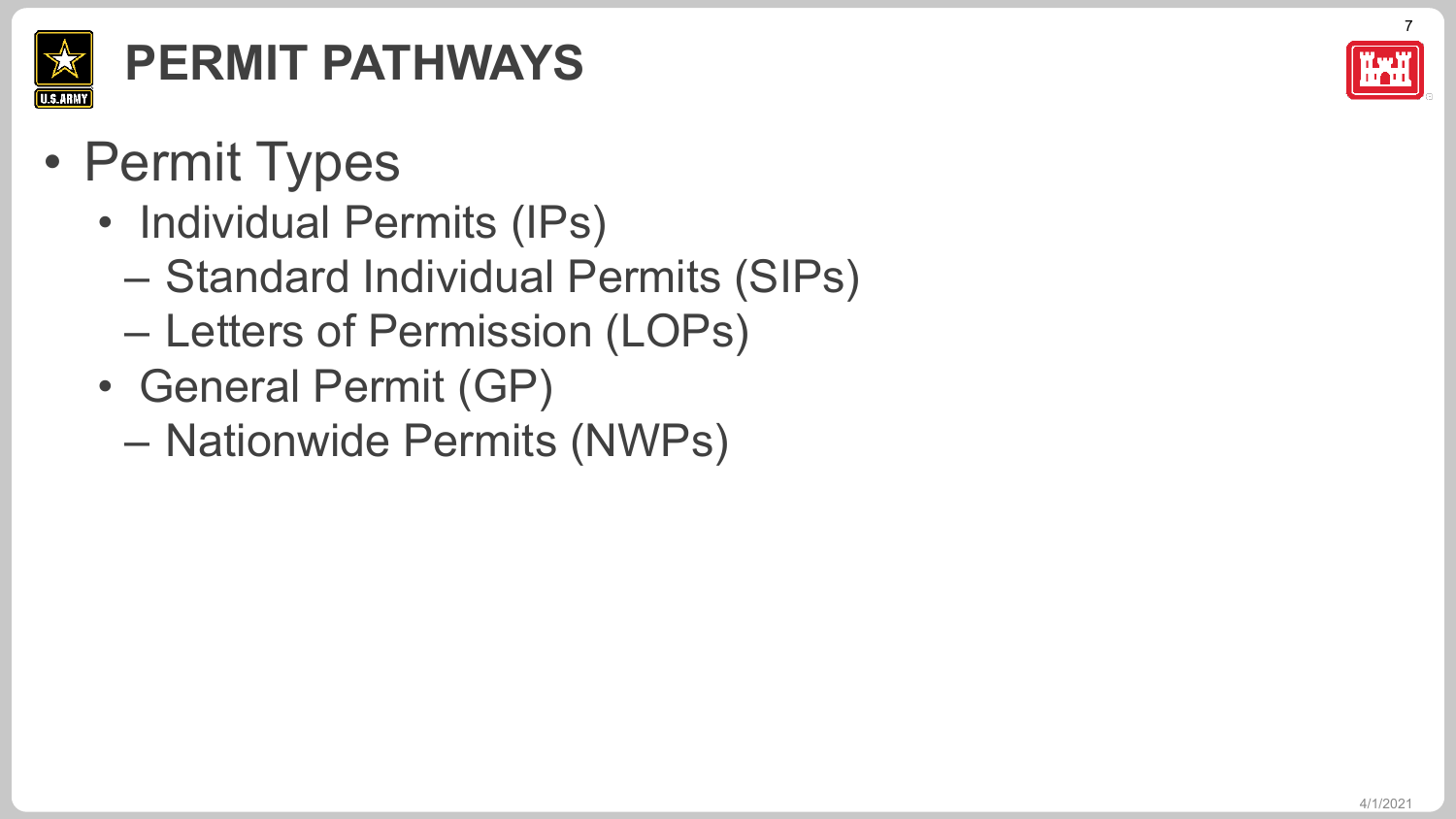# PERMIT PATHWAYS

- Permit Types
  - Individual Permits (IPs)
    - Standard Individual Permits (SIPs)
    - Letters of Permission (LOPs)
  - General Permit (GP)
    - Nationwide Permits (NWPs)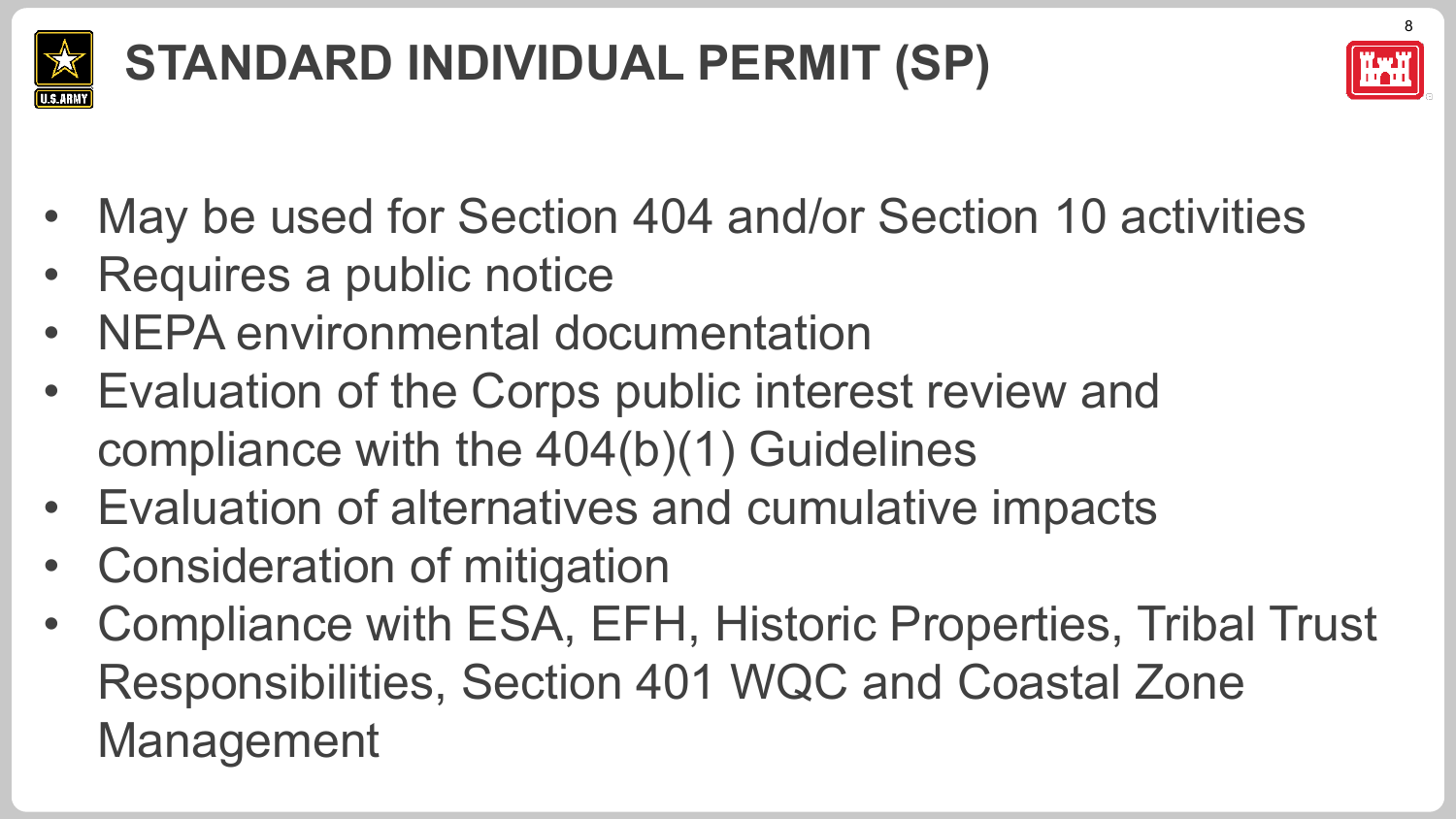# STANDARD INDIVIDUAL PERMIT (SP)

- May be used for Section 404 and/or Section 10 activities
- Requires a public notice
- NEPA environmental documentation
- Evaluation of the Corps public interest review and compliance with the 404(b)(1) Guidelines
- Evaluation of alternatives and cumulative impacts
- Consideration of mitigation
- Compliance with ESA, EFH, Historic Properties, Tribal Trust Responsibilities, Section 401 WQC and Coastal Zone Management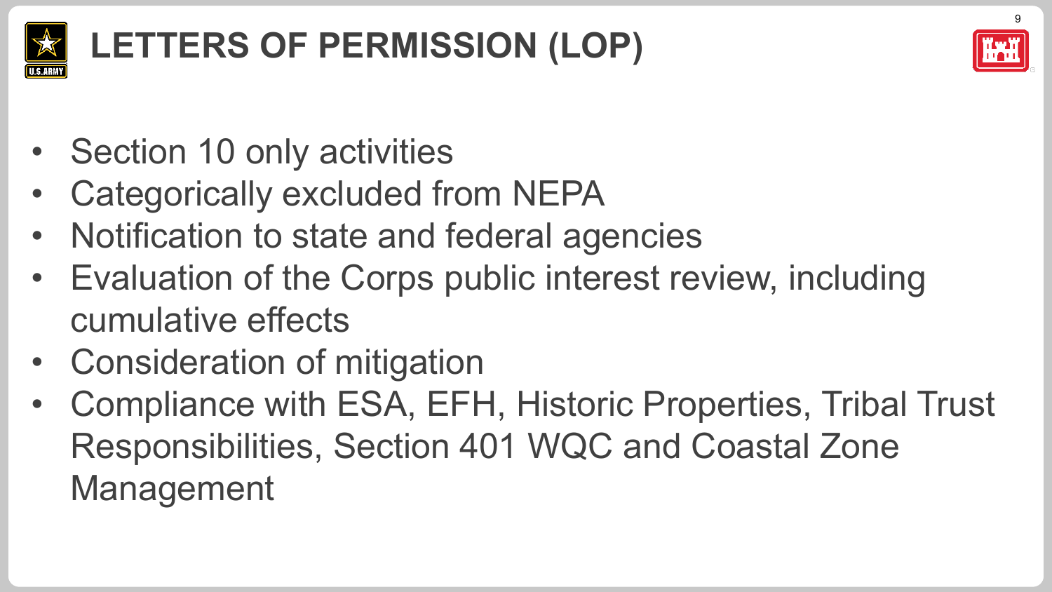# LETTERS OF PERMISSION (LOP)

- Section 10 only activities
- Categorically excluded from NEPA
- Notification to state and federal agencies
- Evaluation of the Corps public interest review, including cumulative effects
- Consideration of mitigation
- Compliance with ESA, EFH, Historic Properties, Tribal Trust Responsibilities, Section 401 WQC and Coastal Zone Management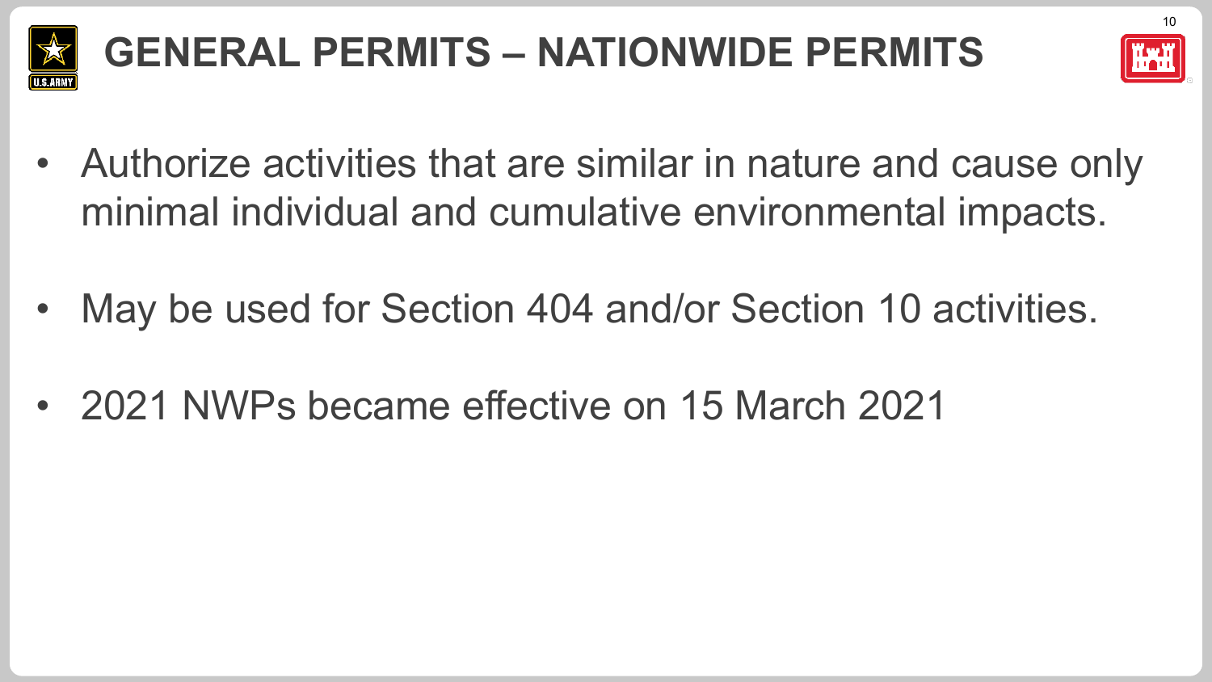# GENERAL PERMITS – NATIONWIDE PERMITS

- Authorize activities that are similar in nature and cause only minimal individual and cumulative environmental impacts.
- May be used for Section 404 and/or Section 10 activities.
- 2021 NWPs became effective on 15 March 2021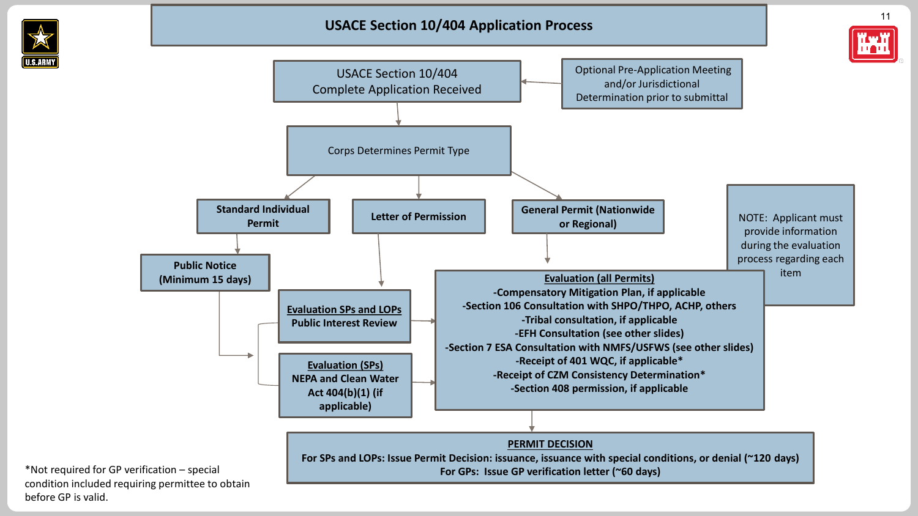# USACE Section 10/404 Application Process

**Optional Pre-Application Meeting and/or Jurisdictional Determination prior to submittal** → **USACE Section 10/404 Complete Application Received**

→ **Corps Determines Permit Type**

- **Standard Individual Permit**
  - → **Public Notice (Minimum 15 days)**
    - → **Evaluation SPs and LOPs** – Public Interest Review
    - → **Evaluation (SPs)** – NEPA and Clean Water Act 404(b)(1) (if applicable)
- **Letter of Permission**
  - → **Evaluation SPs and LOPs** – Public Interest Review
- **General Permit (Nationwide or Regional)**
  - → **Evaluation (all Permits)**

**Evaluation (all Permits)**

- -Compensatory Mitigation Plan, if applicable
- -Section 106 Consultation with SHPO/THPO, ACHP, others
- -Tribal consultation, if applicable
- -EFH Consultation (see other slides)
- -Section 7 ESA Consultation with NMFS/USFWS (see other slides)
- -Receipt of 401 WQC, if applicable*
- -Receipt of CZM Consistency Determination*
- -Section 408 permission, if applicable

NOTE: Applicant must provide information during the evaluation process regarding each item

→ **PERMIT DECISION**

**For SPs and LOPs: Issue Permit Decision: issuance, issuance with special conditions, or denial (~120 days)**

**For GPs: Issue GP verification letter (~60 days)**

*Not required for GP verification – special condition included requiring permittee to obtain before GP is valid.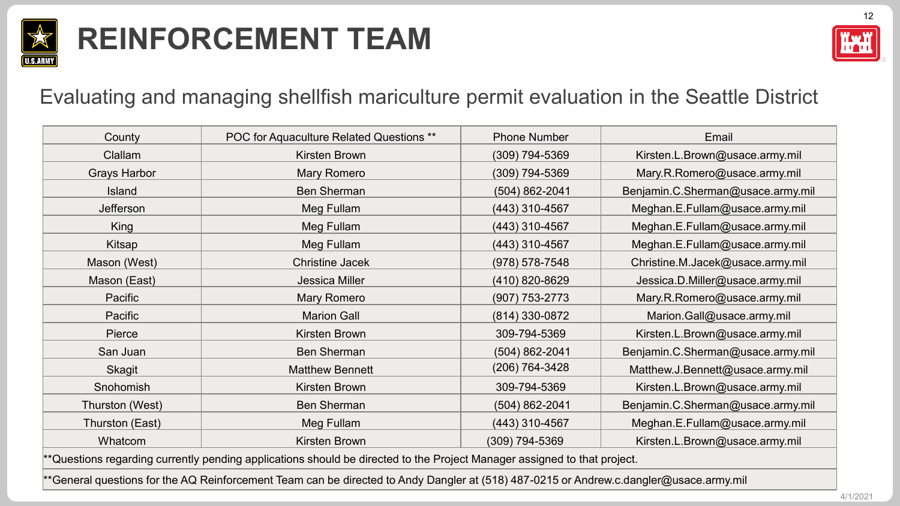# REINFORCEMENT TEAM

Evaluating and managing shellfish mariculture permit evaluation in the Seattle District

| County | POC for Aquaculture Related Questions ** | Phone Number | Email |
|---|---|---|---|
| Clallam | Kirsten Brown | (309) 794-5369 | Kirsten.L.Brown@usace.army.mil |
| Grays Harbor | Mary Romero | (309) 794-5369 | Mary.R.Romero@usace.army.mil |
| Island | Ben Sherman | (504) 862-2041 | Benjamin.C.Sherman@usace.army.mil |
| Jefferson | Meg Fullam | (443) 310-4567 | Meghan.E.Fullam@usace.army.mil |
| King | Meg Fullam | (443) 310-4567 | Meghan.E.Fullam@usace.army.mil |
| Kitsap | Meg Fullam | (443) 310-4567 | Meghan.E.Fullam@usace.army.mil |
| Mason (West) | Christine Jacek | (978) 578-7548 | Christine.M.Jacek@usace.army.mil |
| Mason (East) | Jessica Miller | (410) 820-8629 | Jessica.D.Miller@usace.army.mil |
| Pacific | Mary Romero | (907) 753-2773 | Mary.R.Romero@usace.army.mil |
| Pacific | Marion Gall | (814) 330-0872 | Marion.Gall@usace.army.mil |
| Pierce | Kirsten Brown | 309-794-5369 | Kirsten.L.Brown@usace.army.mil |
| San Juan | Ben Sherman | (504) 862-2041 | Benjamin.C.Sherman@usace.army.mil |
| Skagit | Matthew Bennett | (206) 764-3428 | Matthew.J.Bennett@usace.army.mil |
| Snohomish | Kirsten Brown | 309-794-5369 | Kirsten.L.Brown@usace.army.mil |
| Thurston (West) | Ben Sherman | (504) 862-2041 | Benjamin.C.Sherman@usace.army.mil |
| Thurston (East) | Meg Fullam | (443) 310-4567 | Meghan.E.Fullam@usace.army.mil |
| Whatcom | Kirsten Brown | (309) 794-5369 | Kirsten.L.Brown@usace.army.mil |

**Questions regarding currently pending applications should be directed to the Project Manager assigned to that project.

**General questions for the AQ Reinforcement Team can be directed to Andy Dangler at (518) 487-0215 or Andrew.c.dangler@usace.army.mil

4/1/2021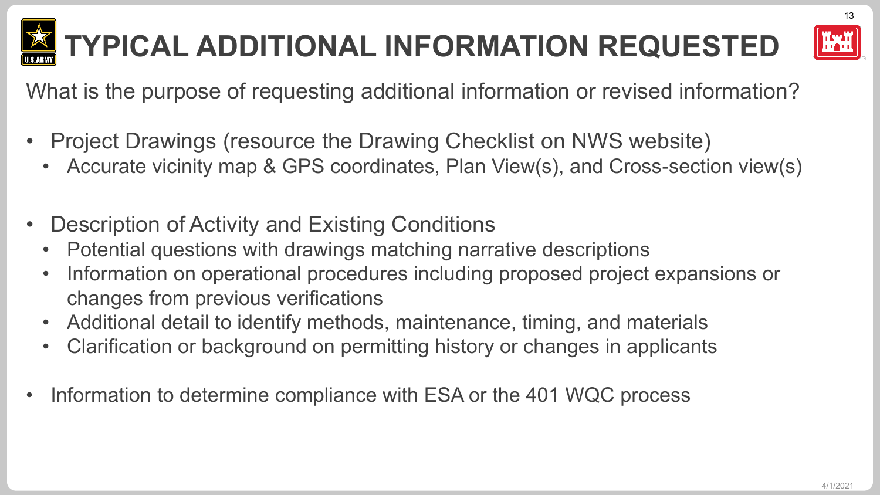# TYPICAL ADDITIONAL INFORMATION REQUESTED

What is the purpose of requesting additional information or revised information?

- Project Drawings (resource the Drawing Checklist on NWS website)
  - Accurate vicinity map & GPS coordinates, Plan View(s), and Cross-section view(s)

- Description of Activity and Existing Conditions
  - Potential questions with drawings matching narrative descriptions
  - Information on operational procedures including proposed project expansions or changes from previous verifications
  - Additional detail to identify methods, maintenance, timing, and materials
  - Clarification or background on permitting history or changes in applicants

- Information to determine compliance with ESA or the 401 WQC process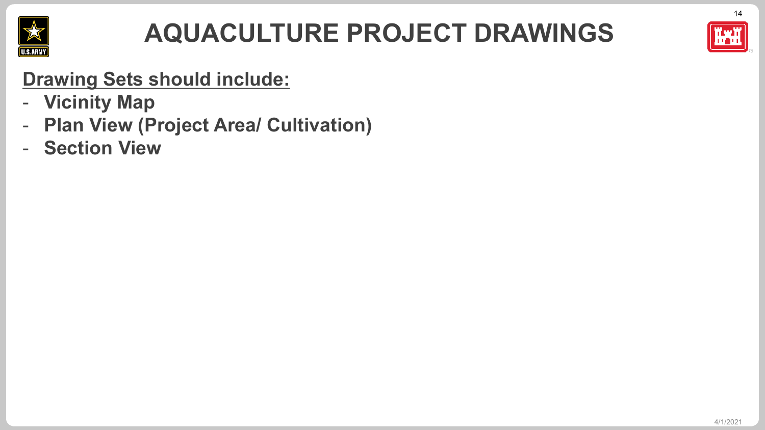# AQUACULTURE PROJECT DRAWINGS

**Drawing Sets should include:**

- **Vicinity Map**
- **Plan View (Project Area/ Cultivation)**
- **Section View**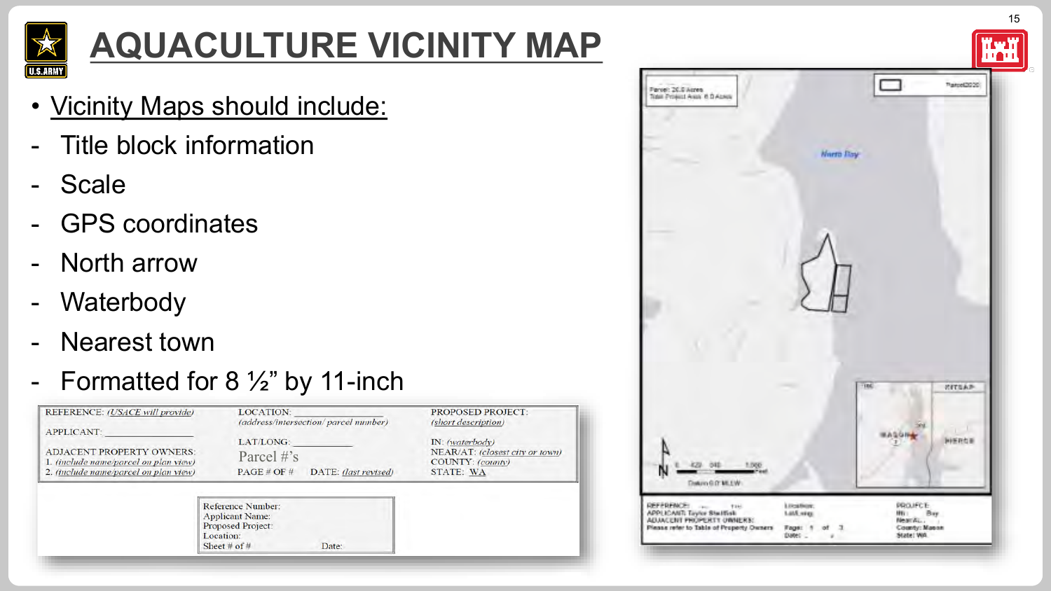# AQUACULTURE VICINITY MAP

- Vicinity Maps should include:
  - Title block information
  - Scale
  - GPS coordinates
  - North arrow
  - Waterbody
  - Nearest town
  - Formatted for 8 ½" by 11-inch

| REFERENCE: *(USACE will provide)* | LOCATION: ____________ *(address/intersection/ parcel number)* | PROPOSED PROJECT: *(short description)* |
|---|---|---|
| APPLICANT: ____________ | LAT/LONG: ____________ | IN: *(waterbody)* |
| ADJACENT PROPERTY OWNERS: 1. *(include name/parcel on plan view)* 2. *(include name/parcel on plan view)* | Parcel #'s | NEAR/AT: *(closest city or town)* COUNTY: *(county)* |
| | PAGE # OF # DATE: *(last revised)* | STATE: WA |

Reference Number:
Applicant Name:
Proposed Project:
Location:
Sheet # of # Date: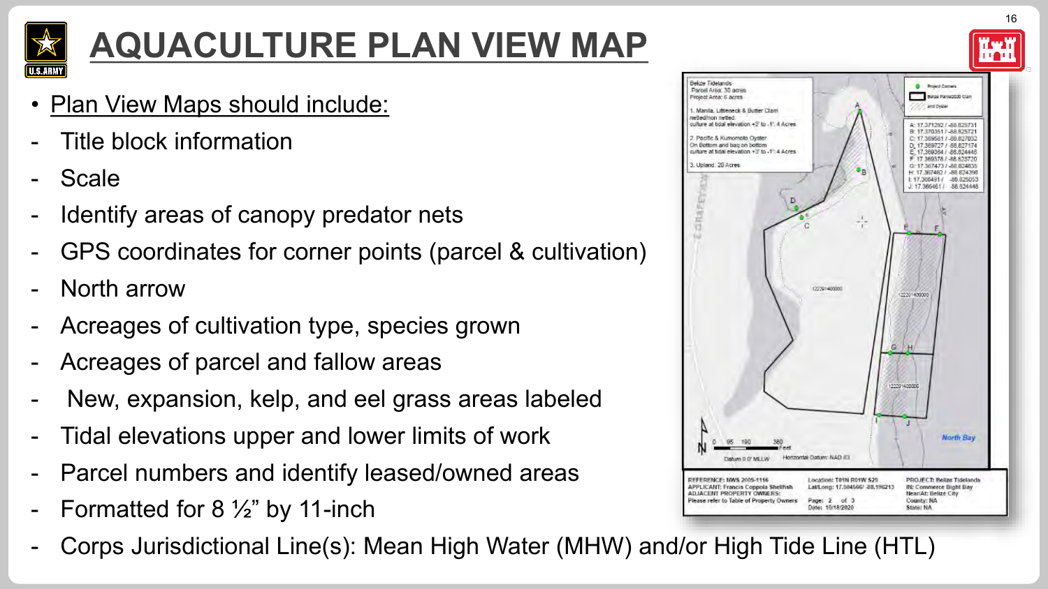# AQUACULTURE PLAN VIEW MAP

- Plan View Maps should include:
- Title block information
- Scale
- Identify areas of canopy predator nets
- GPS coordinates for corner points (parcel & cultivation)
- North arrow
- Acreages of cultivation type, species grown
- Acreages of parcel and fallow areas
- New, expansion, kelp, and eel grass areas labeled
- Tidal elevations upper and lower limits of work
- Parcel numbers and identify leased/owned areas
- Formatted for 8 ½” by 11-inch
- Corps Jurisdictional Line(s): Mean High Water (MHW) and/or High Tide Line (HTL)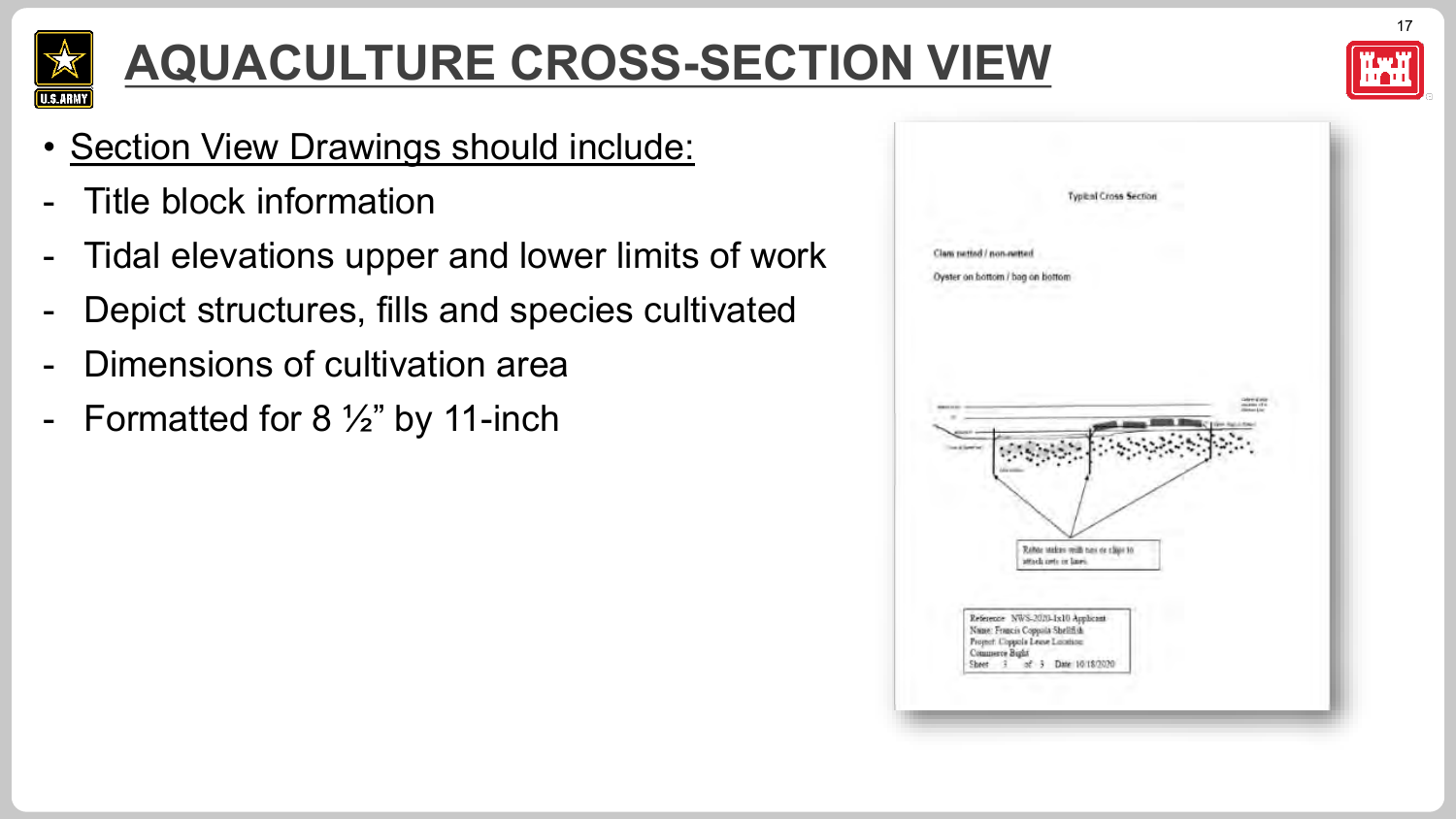# AQUACULTURE CROSS-SECTION VIEW

- Section View Drawings should include:
- Title block information
- Tidal elevations upper and lower limits of work
- Depict structures, fills and species cultivated
- Dimensions of cultivation area
- Formatted for 8 ½" by 11-inch

Typical Cross Section

Clam netted / non-netted

Oyster on bottom / bag on bottom

Rebar stakes with ties or clips to attach nets or lines

Reference: NWS-2020-1x10 Applicant
Name: Francis Coppola Shellfish
Project: Coppola Lease Location:
Commerce Bight
Sheet 3 of 3 Date: 10/18/2020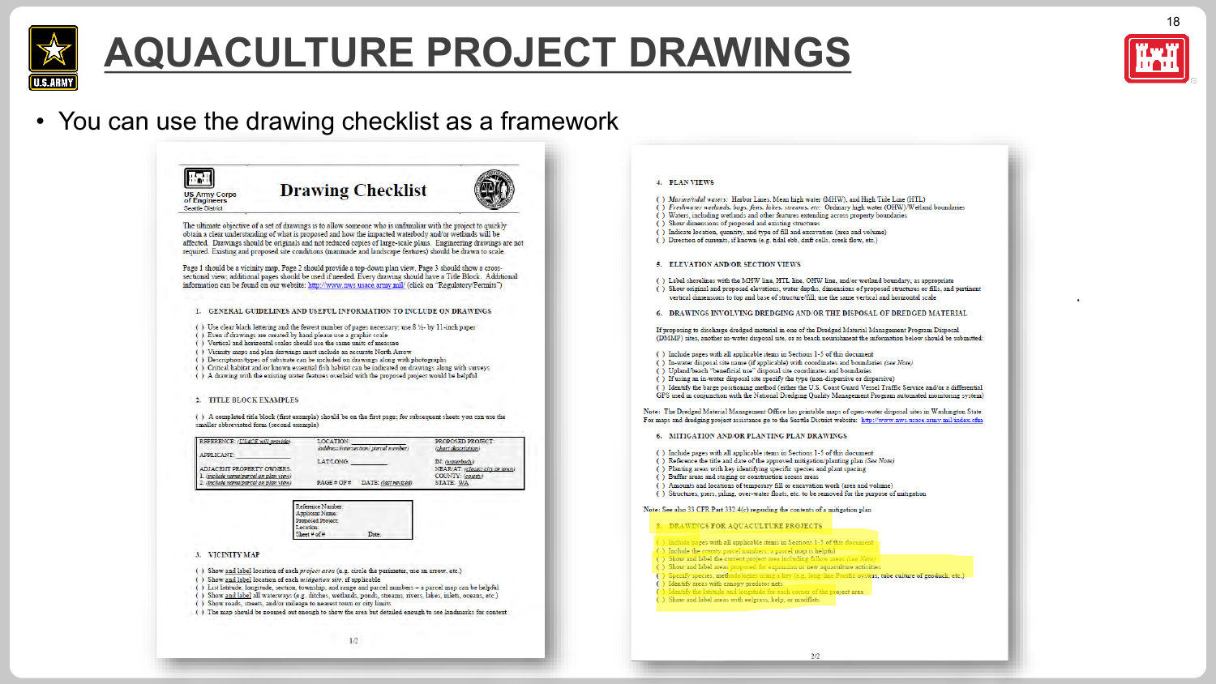# AQUACULTURE PROJECT DRAWINGS

- You can use the drawing checklist as a framework

## Drawing Checklist

US Army Corps of Engineers
Seattle District

The ultimate objective of a set of drawings is to allow someone who is unfamiliar with the project to quickly obtain a clear understanding of what is proposed and how the impacted waterbody and/or wetlands will be affected. Drawings should be originals and not reduced copies of large-scale plans. Engineering drawings are not required. Existing and proposed site conditions (manmade and landscape features) should be drawn to scale.

Page 1 should be a vicinity map, Page 2 should provide a top-down plan view, Page 3 should show a cross-sectional view; additional pages should be used if needed. Every drawing should have a Title Block. Additional information can be found on our website: http://www.nws.usace.army.mil/ (click on "Regulatory/Permits")

### 1. GENERAL GUIDELINES AND USEFUL INFORMATION TO INCLUDE ON DRAWINGS

( ) Use clear black lettering and the fewest number of pages necessary; use 8 ½- by 11-inch paper
( ) Even if drawings are created by hand please use a graphic scale
( ) Vertical and horizontal scales should use the same units of measure
( ) Vicinity maps and plan drawings must include an accurate North Arrow
( ) Descriptions/types of substrate can be included on drawings along with photographs
( ) Critical habitat and/or known essential fish habitat can be indicated on drawings along with surveys
( ) A drawing with the existing water features overlaid with the proposed project would be helpful

### 2. TITLE BLOCK EXAMPLES

( ) A completed title block (first example) should be on the first page; for subsequent sheets you can use the smaller abbreviated form (second example)

| REFERENCE: *(USACE will provide)* | LOCATION: *(address/intersection/parcel number)* | PROPOSED PROJECT: *(short description)* |
|---|---|---|
| APPLICANT: | LAT/LONG: | IN: *(waterbody)* |
| ADJACENT PROPERTY OWNERS: 1. *(include name/parcel on plan view)* 2. *(include name/parcel on plan view)* | PAGE # OF # DATE: *(last revised)* | NEAR/AT: *(closest city or town)* COUNTY: *(county)* STATE: WA |

Reference Number:
Applicant Name:
Proposed Project:
Location:
Sheet # of # Date:

### 3. VICINITY MAP

( ) Show and label location of each *project area* (e.g. circle the perimeter, use an arrow, etc.)
( ) Show and label location of each *mitigation site*, if applicable
( ) List latitude, longitude, section, township, and range and parcel numbers – a parcel map can be helpful
( ) Show and label all waterways (e.g. ditches, wetlands, ponds, streams, rivers, lakes, inlets, oceans, etc.)
( ) Show roads, streets, and/or mileage to nearest town or city limits
( ) The map should be zoomed out enough to show the area but detailed enough to see landmarks for context

### 4. PLAN VIEWS

( ) *Marine/tidal waters:* Harbor Lines, Mean high water (MHW), and High Tide Line (HTL)
( ) *Freshwater wetlands, bogs, fens, lakes, streams, etc:* Ordinary high water (OHW)/Wetland boundaries
( ) Waters, including wetlands and other features extending across property boundaries
( ) Show dimensions of proposed and existing structures
( ) Indicate location, quantity, and type of fill and excavation (area and volume)
( ) Direction of currents, if known (e.g. tidal ebb, drift cells, creek flow, etc.)

### 5. ELEVATION AND/OR SECTION VIEWS

( ) Label shorelines with the MHW line, HTL line, OHW line, and/or wetland boundary, as appropriate
( ) Show original and proposed elevations, water depths, dimensions of proposed structures or fills, and pertinent vertical dimensions to top and base of structure/fill; use the same vertical and horizontal scale

### 6. DRAWINGS INVOLVING DREDGING AND/OR THE DISPOSAL OF DREDGED MATERIAL

If proposing to discharge dredged material in one of the Dredged Material Management Program Disposal (DMMP) sites, another in-water disposal site, or as beach nourishment the information below should be submitted:

( ) Include pages with all applicable items in Sections 1-5 of this document
( ) In-water disposal site name (if applicable) with coordinates and boundaries *(see Note)*
( ) Upland/beach "beneficial use" disposal site coordinates and boundaries
( ) If using an in-water disposal site specify the type (non-dispersive or dispersive)
( ) Identify the barge positioning method (either the U.S. Coast Guard Vessel Traffic Service and/or a differential GPS used in conjunction with the National Dredging Quality Management Program automated monitoring system)

Note: The Dredged Material Management Office has printable maps of open-water disposal sites in Washington State. For maps and dredging project assistance go to the Seattle District website: http://www.nws.usace.army.mil/index.cfm

### 6. MITIGATION AND/OR PLANTING PLAN DRAWINGS

( ) Include pages with all applicable items in Sections 1-5 of this document
( ) Reference the title and date of the approved mitigation/planting plan *(See Note)*
( ) Planting areas with key identifying specific species and plant spacing
( ) Buffer areas and staging or construction access areas
( ) Amounts and locations of temporary fill or excavation work (area and volume)
( ) Structures, piers, piling, over-water floats, etc. to be removed for the purpose of mitigation

Note: See also 33 CFR Part 332.4(c) regarding the contents of a mitigation plan

### 8. DRAWINGS FOR AQUACULTURE PROJECTS

( ) Include pages with all applicable items in Sections 1-5 of this document
( ) Include the county parcel numbers; a parcel map is helpful
( ) Show and label the current project area including fallow areas *(see Note)*
( ) Show and label areas proposed for expansion or new aquaculture activities
( ) Specify species, methodologies using a key (e.g. long-line Pacific oysters, tube culture of geoduck, etc.)
( ) Identify areas with canopy predator nets
( ) Identify the latitude and longitude for each corner of the project area
( ) Show and label areas with eelgrass, kelp, or mudflats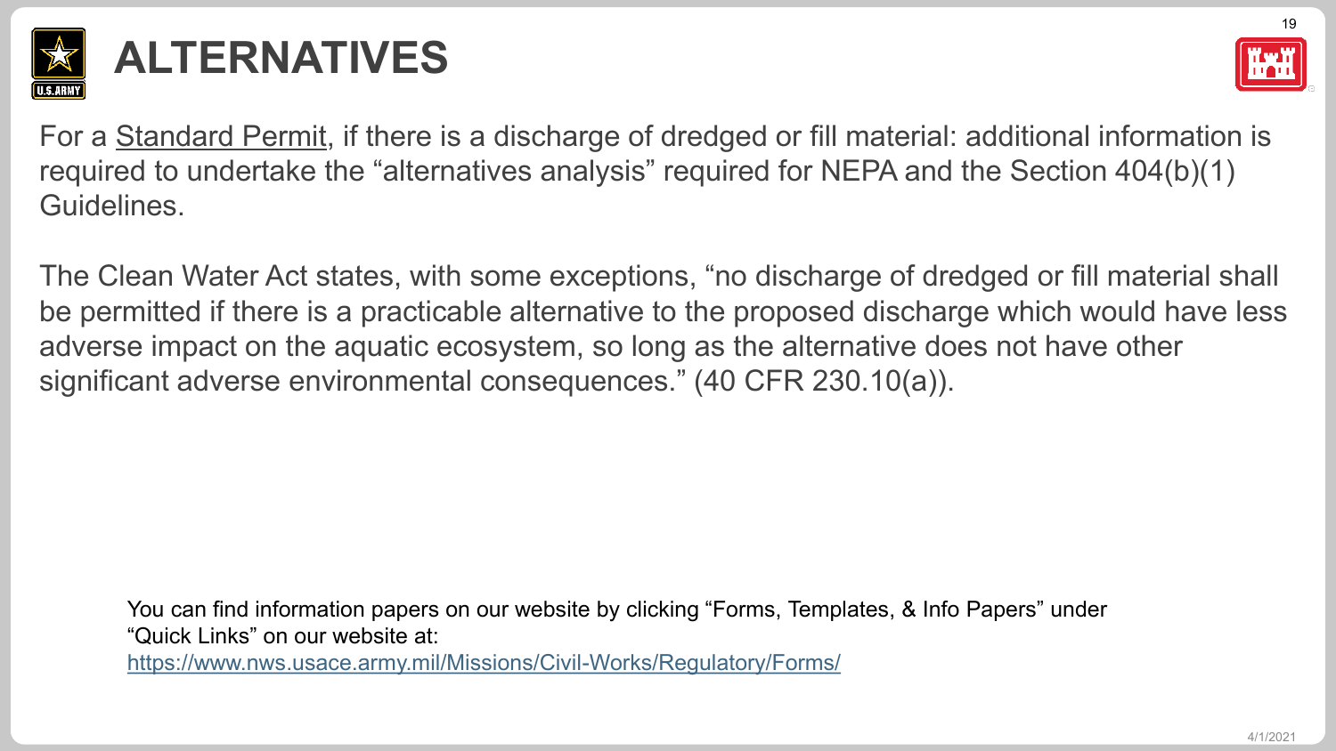# ALTERNATIVES

For a Standard Permit, if there is a discharge of dredged or fill material: additional information is required to undertake the "alternatives analysis" required for NEPA and the Section 404(b)(1) Guidelines.

The Clean Water Act states, with some exceptions, "no discharge of dredged or fill material shall be permitted if there is a practicable alternative to the proposed discharge which would have less adverse impact on the aquatic ecosystem, so long as the alternative does not have other significant adverse environmental consequences." (40 CFR 230.10(a)).

You can find information papers on our website by clicking "Forms, Templates, & Info Papers" under "Quick Links" on our website at:
https://www.nws.usace.army.mil/Missions/Civil-Works/Regulatory/Forms/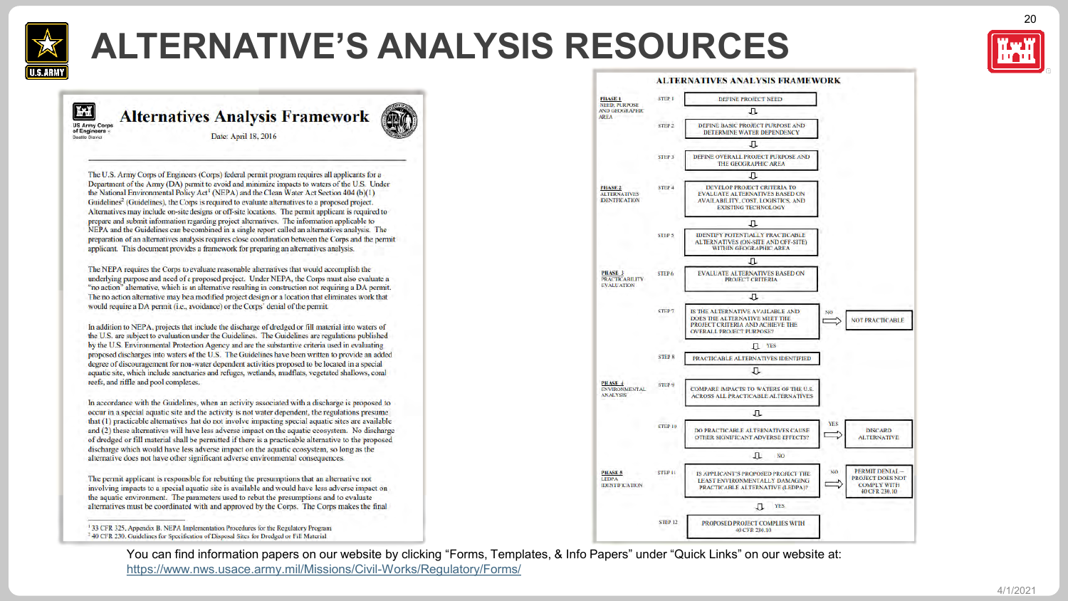# ALTERNATIVE'S ANALYSIS RESOURCES

## Alternatives Analysis Framework

US Army Corps of Engineers – Seattle District

Date: April 18, 2016

The U.S. Army Corps of Engineers (Corps) federal permit program requires all applicants for a Department of the Army (DA) permit to avoid and minimize impacts to waters of the U.S. Under the National Environmental Policy Act[1] (NEPA) and the Clean Water Act Section 404 (b)(1) Guidelines[2] (Guidelines), the Corps is required to evaluate alternatives to a proposed project. Alternatives may include on-site designs or off-site locations. The permit applicant is required to prepare and submit information regarding project alternatives. The information applicable to NEPA and the Guidelines can be combined in a single report called an alternatives analysis. The preparation of an alternatives analysis requires close coordination between the Corps and the permit applicant. This document provides a framework for preparing an alternatives analysis.

The NEPA requires the Corps to evaluate reasonable alternatives that would accomplish the underlying purpose and need of a proposed project. Under NEPA, the Corps must also evaluate a "no action" alternative, which is an alternative resulting in construction not requiring a DA permit. The no action alternative may be a modified project design or a location that eliminates work that would require a DA permit (i.e., avoidance) or the Corps' denial of the permit.

In addition to NEPA, projects that include the discharge of dredged or fill material into waters of the U.S. are subject to evaluation under the Guidelines. The Guidelines are regulations published by the U.S. Environmental Protection Agency and are the substantive criteria used in evaluating proposed discharges into waters of the U.S. The Guidelines have been written to provide an added degree of discouragement for non-water dependent activities proposed to be located in a special aquatic site, which include sanctuaries and refuges, wetlands, mudflats, vegetated shallows, coral reefs, and riffle and pool complexes.

In accordance with the Guidelines, when an activity associated with a discharge is proposed to occur in a special aquatic site and the activity is not water dependent, the regulations presume that (1) practicable alternatives that do not involve impacting special aquatic sites are available and (2) these alternatives will have less adverse impact on the aquatic ecosystem. No discharge of dredged or fill material shall be permitted if there is a practicable alternative to the proposed discharge which would have less adverse impact on the aquatic ecosystem, so long as the alternative does not have other significant adverse environmental consequences.

The permit applicant is responsible for rebutting the presumptions that an alternative not involving impacts to a special aquatic site is available and would have less adverse impact on the aquatic environment. The parameters used to rebut the presumptions and to evaluate alternatives must be coordinated with and approved by the Corps. The Corps makes the final

[1] 33 CFR 325, Appendix B. NEPA Implementation Procedures for the Regulatory Program
[2] 40 CFR 230. Guidelines for Specification of Disposal Sites for Dredged or Fill Material

## ALTERNATIVES ANALYSIS FRAMEWORK

**PHASE 1 – NEED, PURPOSE AND GEOGRAPHIC AREA**
- STEP 1: DEFINE PROJECT NEED
- STEP 2: DEFINE BASIC PROJECT PURPOSE AND DETERMINE WATER DEPENDENCY
- STEP 3: DEFINE OVERALL PROJECT PURPOSE AND THE GEOGRAPHIC AREA

**PHASE 2 – ALTERNATIVES IDENTIFICATION**
- STEP 4: DEVELOP PROJECT CRITERIA TO EVALUATE ALTERNATIVES BASED ON AVAILABILITY, COST, LOGISTICS, AND EXISTING TECHNOLOGY
- STEP 5: IDENTIFY POTENTIALLY PRACTICABLE ALTERNATIVES (ON-SITE AND OFF-SITE) WITHIN GEOGRAPHIC AREA

**PHASE 3 – PRACTICABILITY EVALUATION**
- STEP 6: EVALUATE ALTERNATIVES BASED ON PROJECT CRITERIA
- STEP 7: IS THE ALTERNATIVE AVAILABLE AND DOES THE ALTERNATIVE MEET THE PROJECT CRITERIA AND ACHIEVE THE OVERALL PROJECT PURPOSE? → NO: NOT PRACTICABLE; YES: continue
- STEP 8: PRACTICABLE ALTERNATIVES IDENTIFIED

**PHASE 4 – ENVIRONMENTAL ANALYSIS**
- STEP 9: COMPARE IMPACTS TO WATERS OF THE U.S. ACROSS ALL PRACTICABLE ALTERNATIVES
- STEP 10: DO PRACTICABLE ALTERNATIVES CAUSE OTHER SIGNIFICANT ADVERSE EFFECTS? → YES: DISCARD ALTERNATIVE; NO: continue

**PHASE 5 – LEDPA IDENTIFICATION**
- STEP 11: IS APPLICANT'S PROPOSED PROJECT THE LEAST ENVIRONMENTALLY DAMAGING PRACTICABLE ALTERNATIVE (LEDPA)? → NO: PERMIT DENIAL – PROJECT DOES NOT COMPLY WITH 40 CFR 230.10; YES: continue
- STEP 12: PROPOSED PROJECT COMPLIES WITH 40 CFR 230.10

You can find information papers on our website by clicking "Forms, Templates, & Info Papers" under "Quick Links" on our website at: https://www.nws.usace.army.mil/Missions/Civil-Works/Regulatory/Forms/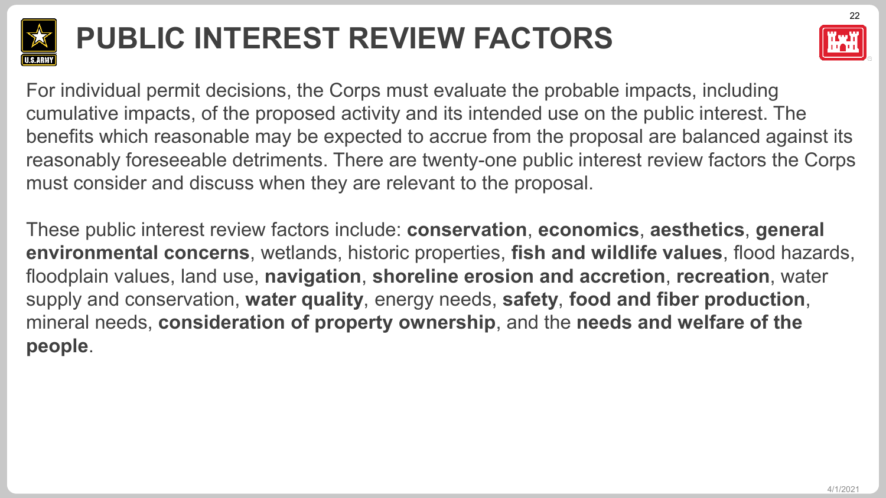# PUBLIC INTEREST REVIEW FACTORS

For individual permit decisions, the Corps must evaluate the probable impacts, including cumulative impacts, of the proposed activity and its intended use on the public interest. The benefits which reasonable may be expected to accrue from the proposal are balanced against its reasonably foreseeable detriments. There are twenty-one public interest review factors the Corps must consider and discuss when they are relevant to the proposal.

These public interest review factors include: **conservation**, **economics**, **aesthetics**, **general environmental concerns**, wetlands, historic properties, **fish and wildlife values**, flood hazards, floodplain values, land use, **navigation**, **shoreline erosion and accretion**, **recreation**, water supply and conservation, **water quality**, energy needs, **safety**, **food and fiber production**, mineral needs, **consideration of property ownership**, and the **needs and welfare of the people**.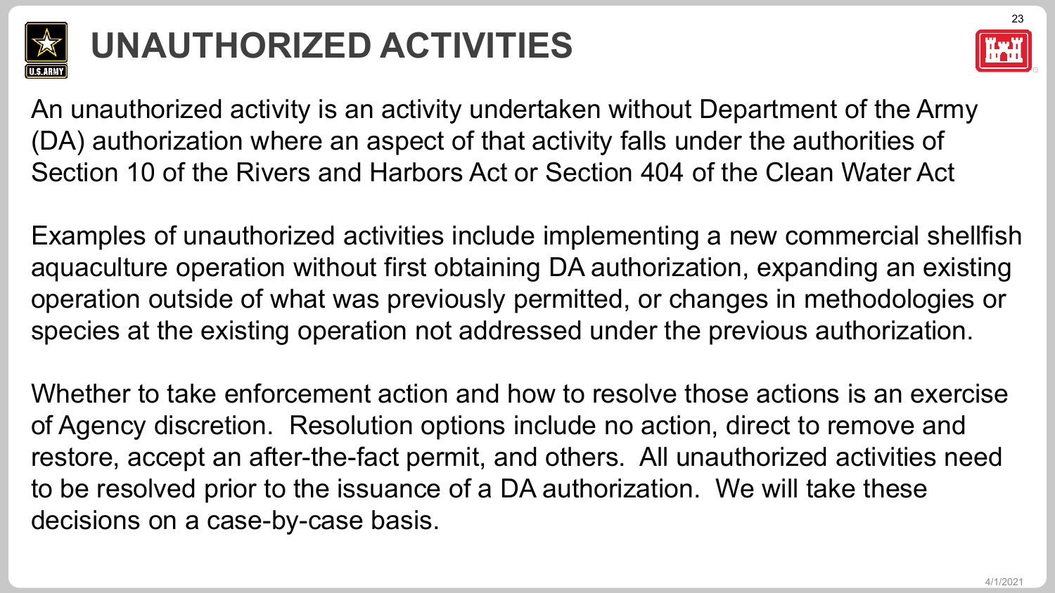# UNAUTHORIZED ACTIVITIES

An unauthorized activity is an activity undertaken without Department of the Army (DA) authorization where an aspect of that activity falls under the authorities of Section 10 of the Rivers and Harbors Act or Section 404 of the Clean Water Act

Examples of unauthorized activities include implementing a new commercial shellfish aquaculture operation without first obtaining DA authorization, expanding an existing operation outside of what was previously permitted, or changes in methodologies or species at the existing operation not addressed under the previous authorization.

Whether to take enforcement action and how to resolve those actions is an exercise of Agency discretion. Resolution options include no action, direct to remove and restore, accept an after-the-fact permit, and others. All unauthorized activities need to be resolved prior to the issuance of a DA authorization. We will take these decisions on a case-by-case basis.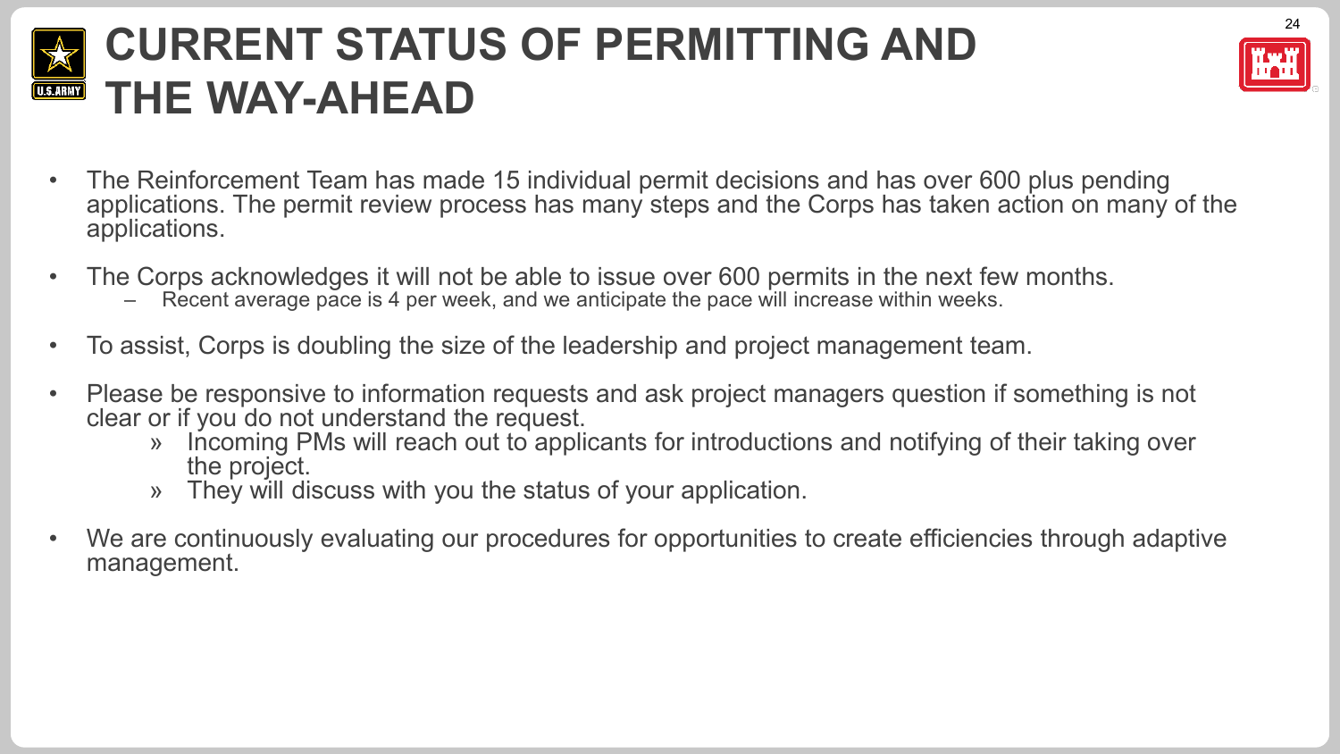# CURRENT STATUS OF PERMITTING AND THE WAY-AHEAD

- The Reinforcement Team has made 15 individual permit decisions and has over 600 plus pending applications. The permit review process has many steps and the Corps has taken action on many of the applications.
- The Corps acknowledges it will not be able to issue over 600 permits in the next few months.
  - Recent average pace is 4 per week, and we anticipate the pace will increase within weeks.
- To assist, Corps is doubling the size of the leadership and project management team.
- Please be responsive to information requests and ask project managers question if something is not clear or if you do not understand the request.
  - Incoming PMs will reach out to applicants for introductions and notifying of their taking over the project.
  - They will discuss with you the status of your application.
- We are continuously evaluating our procedures for opportunities to create efficiencies through adaptive management.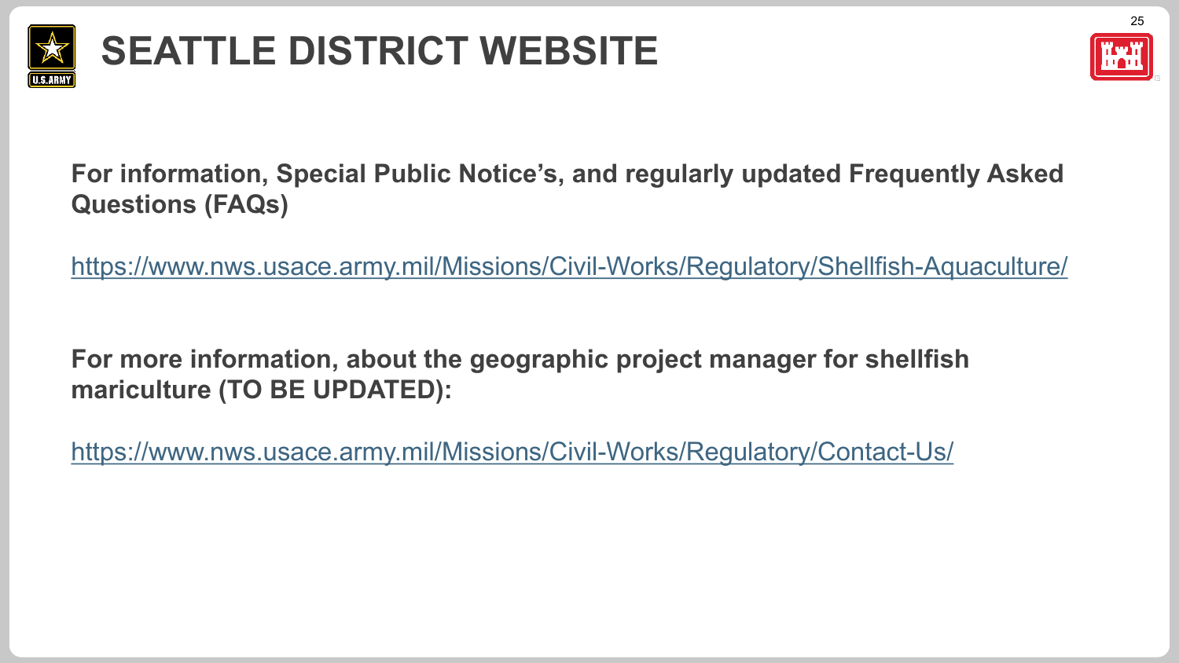# SEATTLE DISTRICT WEBSITE

**For information, Special Public Notice's, and regularly updated Frequently Asked Questions (FAQs)**

https://www.nws.usace.army.mil/Missions/Civil-Works/Regulatory/Shellfish-Aquaculture/

**For more information, about the geographic project manager for shellfish mariculture (TO BE UPDATED):**

https://www.nws.usace.army.mil/Missions/Civil-Works/Regulatory/Contact-Us/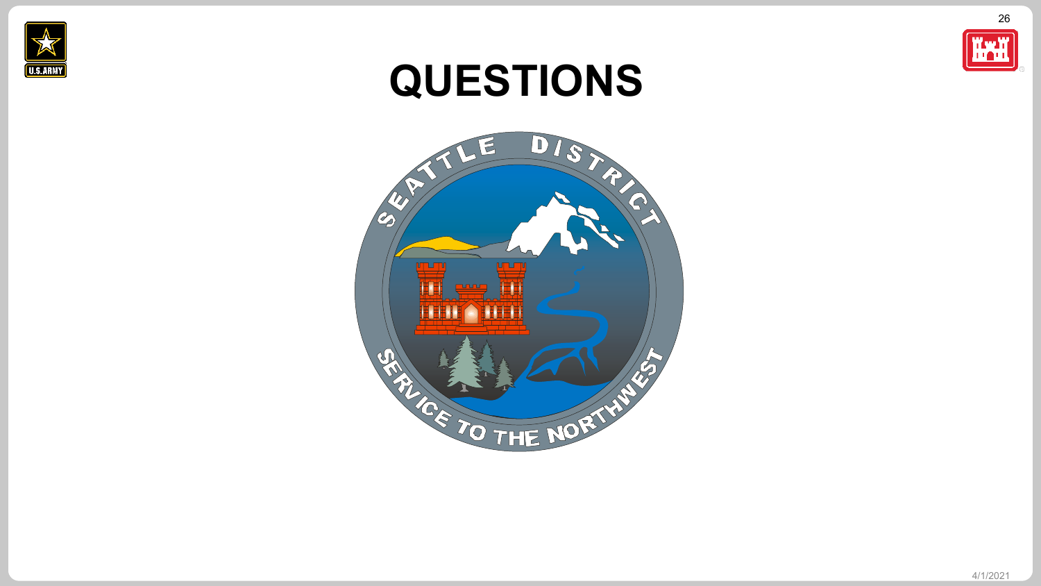# QUESTIONS